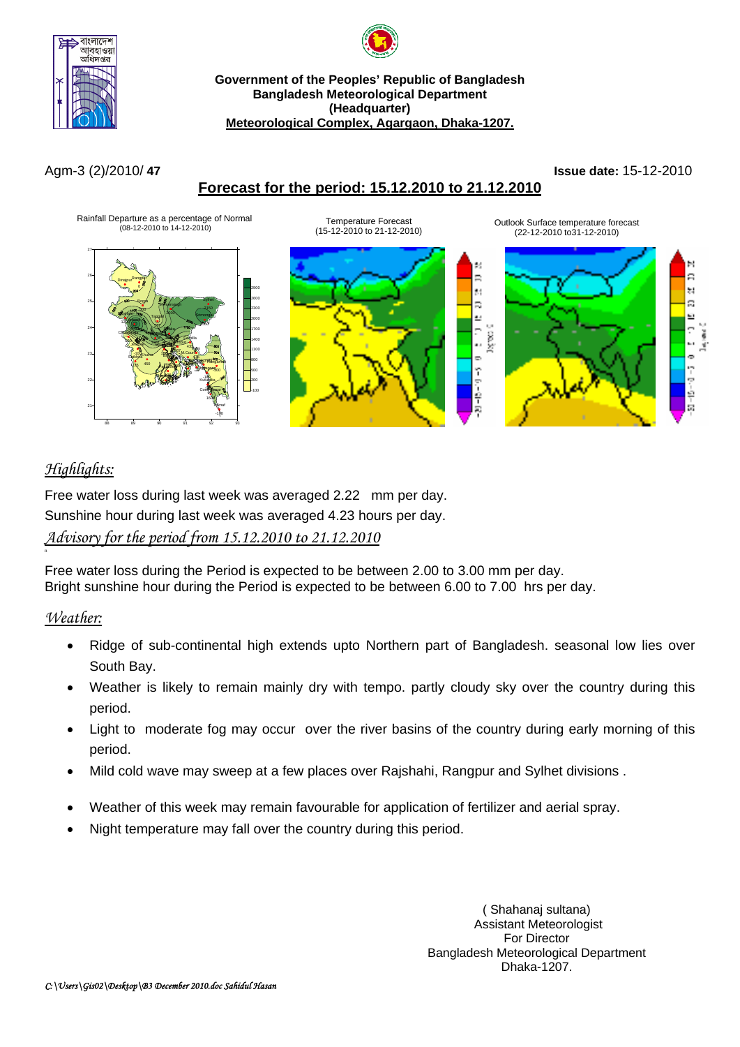**Government of the Peoples' Republic of Bangladesh**
**Bangladesh Meteorological Department**
**(Headquarter)**
**Meteorological Complex, Agargaon, Dhaka-1207.**

Agm-3 (2)/2010/ **47**

**Issue date:** 15-12-2010

## Forecast for the period: 15.12.2010 to 21.12.2010

Rainfall Departure as a percentage of Normal (08-12-2010 to 14-12-2010)

Temperature Forecast (15-12-2010 to 21-12-2010)

Outlook Surface temperature forecast (22-12-2010 to31-12-2010)

### *Highlights:*

Free water loss during last week was averaged 2.22 mm per day.

Sunshine hour during last week was averaged 4.23 hours per day.

### *Advisory for the period from 15.12.2010 to 21.12.2010*

Free water loss during the Period is expected to be between 2.00 to 3.00 mm per day.

Bright sunshine hour during the Period is expected to be between 6.00 to 7.00 hrs per day.

### *Weather:*

- Ridge of sub-continental high extends upto Northern part of Bangladesh. seasonal low lies over South Bay.
- Weather is likely to remain mainly dry with tempo. partly cloudy sky over the country during this period.
- Light to moderate fog may occur over the river basins of the country during early morning of this period.
- Mild cold wave may sweep at a few places over Rajshahi, Rangpur and Sylhet divisions .
- Weather of this week may remain favourable for application of fertilizer and aerial spray.
- Night temperature may fall over the country during this period.

( Shahanaj sultana)
Assistant Meteorologist
For Director
Bangladesh Meteorological Department
Dhaka-1207.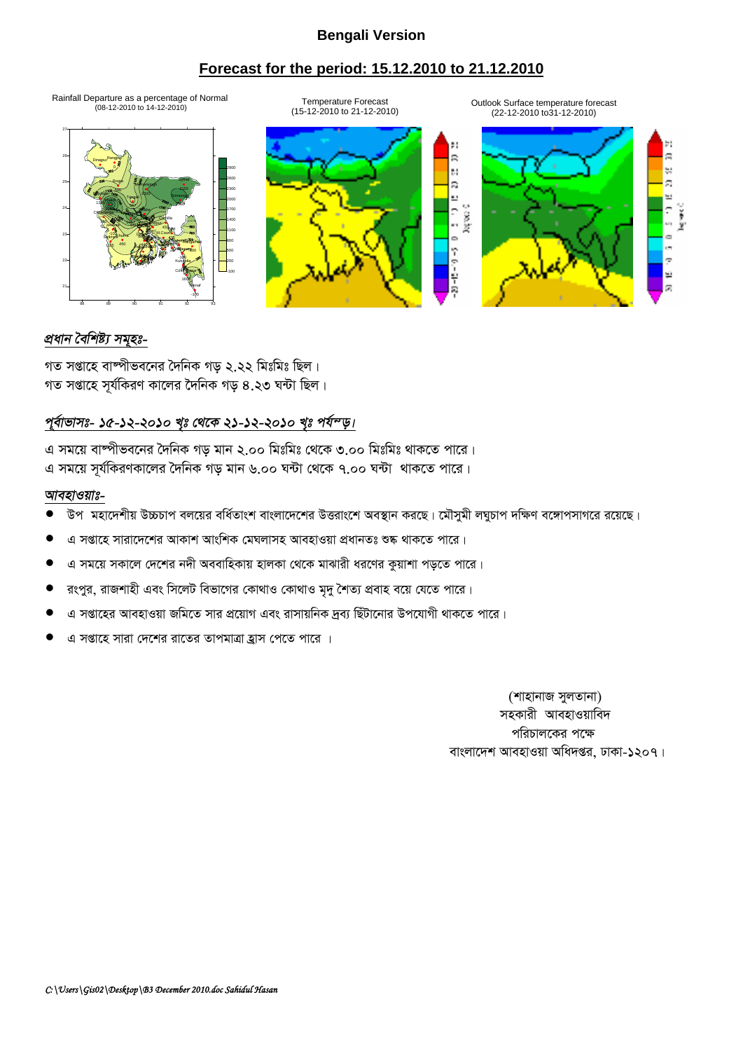# Bengali Version

## Forecast for the period: 15.12.2010 to 21.12.2010

Rainfall Departure as a percentage of Normal (08-12-2010 to 14-12-2010)

Temperature Forecast (15-12-2010 to 21-12-2010)

Outlook Surface temperature forecast (22-12-2010 to31-12-2010)

### *প্রধান বৈশিষ্ট্য সমূহঃ-*

গত সপ্তাহে বাষ্পীভবনের দৈনিক গড় ২.২২ মিঃমিঃ ছিল।
গত সপ্তাহে সূর্যকিরণ কালের দৈনিক গড় ৪.২৩ ঘন্টা ছিল।

### *পূর্বাভাসঃ- ১৫-১২-২০১০ খৃঃ থেকে ২১-১২-২০১০ খৃঃ পর্যন্ত।*

এ সময়ে বাষ্পীভবনের দৈনিক গড় মান ২.০০ মিঃমিঃ থেকে ৩.০০ মিঃমিঃ থাকতে পারে।
এ সময়ে সূর্যকিরণকালের দৈনিক গড় মান ৬.০০ ঘন্টা থেকে ৭.০০ ঘন্টা থাকতে পারে।

### *আবহাওয়াঃ-*

- উপ মহাদেশীয় উচ্চচাপ বলয়ের বর্ধিতাংশ বাংলাদেশের উত্তরাংশে অবস্থান করছে। মৌসুমী লঘুচাপ দক্ষিণ বঙ্গোপসাগরে রয়েছে।
- এ সপ্তাহে সারাদেশের আকাশ আংশিক মেঘলাসহ আবহাওয়া প্রধানতঃ শুষ্ক থাকতে পারে।
- এ সময়ে সকালে দেশের নদী অববাহিকায় হালকা থেকে মাঝারী ধরণের কুয়াশা পড়তে পারে।
- রংপুর, রাজশাহী এবং সিলেট বিভাগের কোথাও কোথাও মৃদু শৈত্য প্রবাহ বয়ে যেতে পারে।
- এ সপ্তাহের আবহাওয়া জমিতে সার প্রয়োগ এবং রাসায়নিক দ্রব্য ছিঁটানোর উপযোগী থাকতে পারে।
- এ সপ্তাহে সারা দেশের রাতের তাপমাত্রা হ্রাস পেতে পারে ।

(শাহানাজ সুলতানা)
সহকারী আবহাওয়াবিদ
পরিচালকের পক্ষে
বাংলাদেশ আবহাওয়া অধিদপ্তর, ঢাকা-১২০৭।

*C:\Users\Gis02\Desktop\B3 December 2010.doc Sahidul Hasan*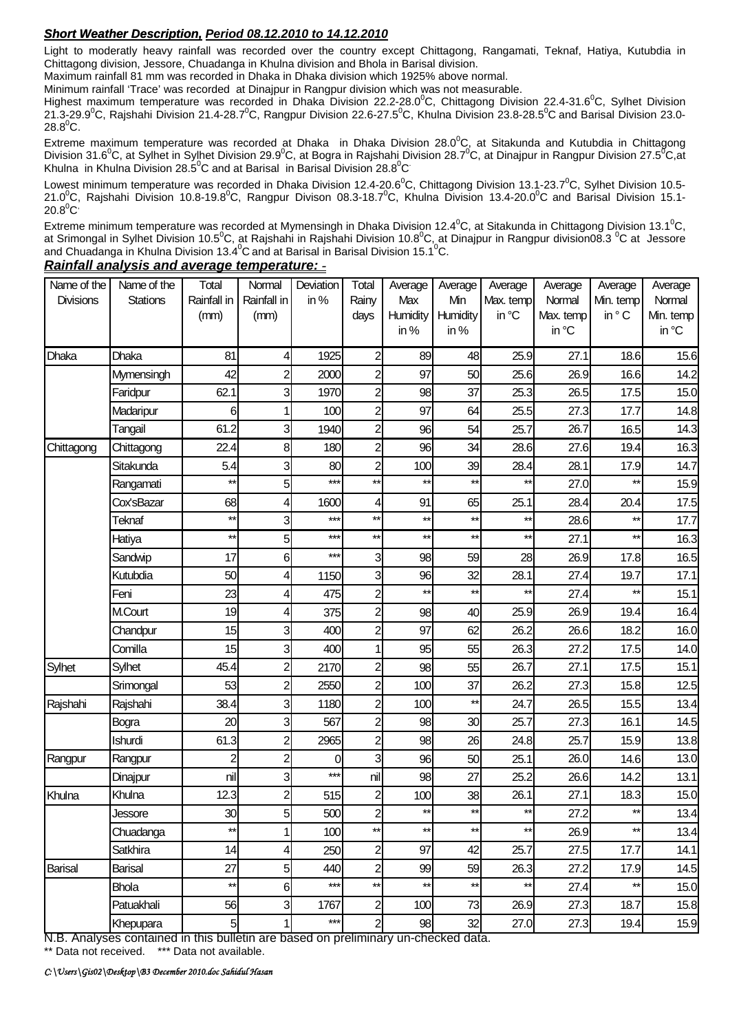## ***Short Weather Description, Period 08.12.2010 to 14.12.2010***

Light to moderatly heavy rainfall was recorded over the country except Chittagong, Rangamati, Teknaf, Hatiya, Kutubdia in Chittagong division, Jessore, Chuadanga in Khulna division and Bhola in Barisal division.

Maximum rainfall 81 mm was recorded in Dhaka in Dhaka division which 1925% above normal.

Minimum rainfall 'Trace' was recorded at Dinajpur in Rangpur division which was not measurable.

Highest maximum temperature was recorded in Dhaka Division 22.2-28.0$^0$C, Chittagong Division 22.4-31.6$^0$C, Sylhet Division 21.3-29.9$^0$C, Rajshahi Division 21.4-28.7$^0$C, Rangpur Division 22.6-27.5$^0$C, Khulna Division 23.8-28.5$^0$C and Barisal Division 23.0-28.8$^0$C.

Extreme maximum temperature was recorded at Dhaka in Dhaka Division 28.0$^0$C, at Sitakunda and Kutubdia in Chittagong Division 31.6$^0$C, at Sylhet in Sylhet Division 29.9$^0$C, at Bogra in Rajshahi Division 28.7$^0$C, at Dinajpur in Rangpur Division 27.5$^0$C,at Khulna in Khulna Division 28.5$^0$C and at Barisal in Barisal Division 28.8$^0$C.

Lowest minimum temperature was recorded in Dhaka Division 12.4-20.6$^0$C, Chittagong Division 13.1-23.7$^0$C, Sylhet Division 10.5-21.0$^0$C, Rajshahi Division 10.8-19.8$^0$C, Rangpur Divison 08.3-18.7$^0$C, Khulna Division 13.4-20.0$^0$C and Barisal Division 15.1-20.8$^0$C.

Extreme minimum temperature was recorded at Mymensingh in Dhaka Division 12.4$^0$C, at Sitakunda in Chittagong Division 13.1$^0$C, at Srimongal in Sylhet Division 10.5$^0$C, at Rajshahi in Rajshahi Division 10.8$^0$C, at Dinajpur in Rangpur division08.3 $^0$C at Jessore and Chuadanga in Khulna Division 13.4$^0$C and at Barisal in Barisal Division 15.1$^0$C.

### ***Rainfall analysis and average temperature: -***

| Name of the Divisions | Name of the Stations | Total Rainfall in (mm) | Normal Rainfall in (mm) | Deviation in % | Total Rainy days | Average Max Humidity in % | Average Min Humidity in % | Average Max. temp in °C | Average Normal Max. temp in °C | Average Min. temp in ° C | Average Normal Min. temp in °C |
|---|---|---|---|---|---|---|---|---|---|---|---|
| Dhaka | Dhaka | 81 | 4 | 1925 | 2 | 89 | 48 | 25.9 | 27.1 | 18.6 | 15.6 |
| | Mymensingh | 42 | 2 | 2000 | 2 | 97 | 50 | 25.6 | 26.9 | 16.6 | 14.2 |
| | Faridpur | 62.1 | 3 | 1970 | 2 | 98 | 37 | 25.3 | 26.5 | 17.5 | 15.0 |
| | Madaripur | 6 | 1 | 100 | 2 | 97 | 64 | 25.5 | 27.3 | 17.7 | 14.8 |
| | Tangail | 61.2 | 3 | 1940 | 2 | 96 | 54 | 25.7 | 26.7 | 16.5 | 14.3 |
| Chittagong | Chittagong | 22.4 | 8 | 180 | 2 | 96 | 34 | 28.6 | 27.6 | 19.4 | 16.3 |
| | Sitakunda | 5.4 | 3 | 80 | 2 | 100 | 39 | 28.4 | 28.1 | 17.9 | 14.7 |
| | Rangamati | ** | 5 | *** | ** | ** | ** | ** | 27.0 | ** | 15.9 |
| | Cox'sBazar | 68 | 4 | 1600 | 4 | 91 | 65 | 25.1 | 28.4 | 20.4 | 17.5 |
| | Teknaf | ** | 3 | *** | ** | ** | ** | ** | 28.6 | ** | 17.7 |
| | Hatiya | ** | 5 | *** | ** | ** | ** | ** | 27.1 | ** | 16.3 |
| | Sandwip | 17 | 6 | *** | 3 | 98 | 59 | 28 | 26.9 | 17.8 | 16.5 |
| | Kutubdia | 50 | 4 | 1150 | 3 | 96 | 32 | 28.1 | 27.4 | 19.7 | 17.1 |
| | Feni | 23 | 4 | 475 | 2 | ** | ** | ** | 27.4 | ** | 15.1 |
| | M.Court | 19 | 4 | 375 | 2 | 98 | 40 | 25.9 | 26.9 | 19.4 | 16.4 |
| | Chandpur | 15 | 3 | 400 | 2 | 97 | 62 | 26.2 | 26.6 | 18.2 | 16.0 |
| | Comilla | 15 | 3 | 400 | 1 | 95 | 55 | 26.3 | 27.2 | 17.5 | 14.0 |
| Sylhet | Sylhet | 45.4 | 2 | 2170 | 2 | 98 | 55 | 26.7 | 27.1 | 17.5 | 15.1 |
| | Srimongal | 53 | 2 | 2550 | 2 | 100 | 37 | 26.2 | 27.3 | 15.8 | 12.5 |
| Rajshahi | Rajshahi | 38.4 | 3 | 1180 | 2 | 100 | ** | 24.7 | 26.5 | 15.5 | 13.4 |
| | Bogra | 20 | 3 | 567 | 2 | 98 | 30 | 25.7 | 27.3 | 16.1 | 14.5 |
| | Ishurdi | 61.3 | 2 | 2965 | 2 | 98 | 26 | 24.8 | 25.7 | 15.9 | 13.8 |
| Rangpur | Rangpur | 2 | 2 | 0 | 3 | 96 | 50 | 25.1 | 26.0 | 14.6 | 13.0 |
| | Dinajpur | nil | 3 | *** | nil | 98 | 27 | 25.2 | 26.6 | 14.2 | 13.1 |
| Khulna | Khulna | 12.3 | 2 | 515 | 2 | 100 | 38 | 26.1 | 27.1 | 18.3 | 15.0 |
| | Jessore | 30 | 5 | 500 | 2 | ** | ** | ** | 27.2 | ** | 13.4 |
| | Chuadanga | ** | 1 | 100 | ** | ** | ** | ** | 26.9 | ** | 13.4 |
| | Satkhira | 14 | 4 | 250 | 2 | 97 | 42 | 25.7 | 27.5 | 17.7 | 14.1 |
| Barisal | Barisal | 27 | 5 | 440 | 2 | 99 | 59 | 26.3 | 27.2 | 17.9 | 14.5 |
| | Bhola | ** | 6 | *** | ** | ** | ** | ** | 27.4 | ** | 15.0 |
| | Patuakhali | 56 | 3 | 1767 | 2 | 100 | 73 | 26.9 | 27.3 | 18.7 | 15.8 |
| | Khepupara | 5 | 1 | *** | 2 | 98 | 32 | 27.0 | 27.3 | 19.4 | 15.9 |

N.B. Analyses contained in this bulletin are based on preliminary un-checked data.

** Data not received. *** Data not available.

*C:\Users\Gis02\Desktop\B3 December 2010.doc Sahidul Hasan*